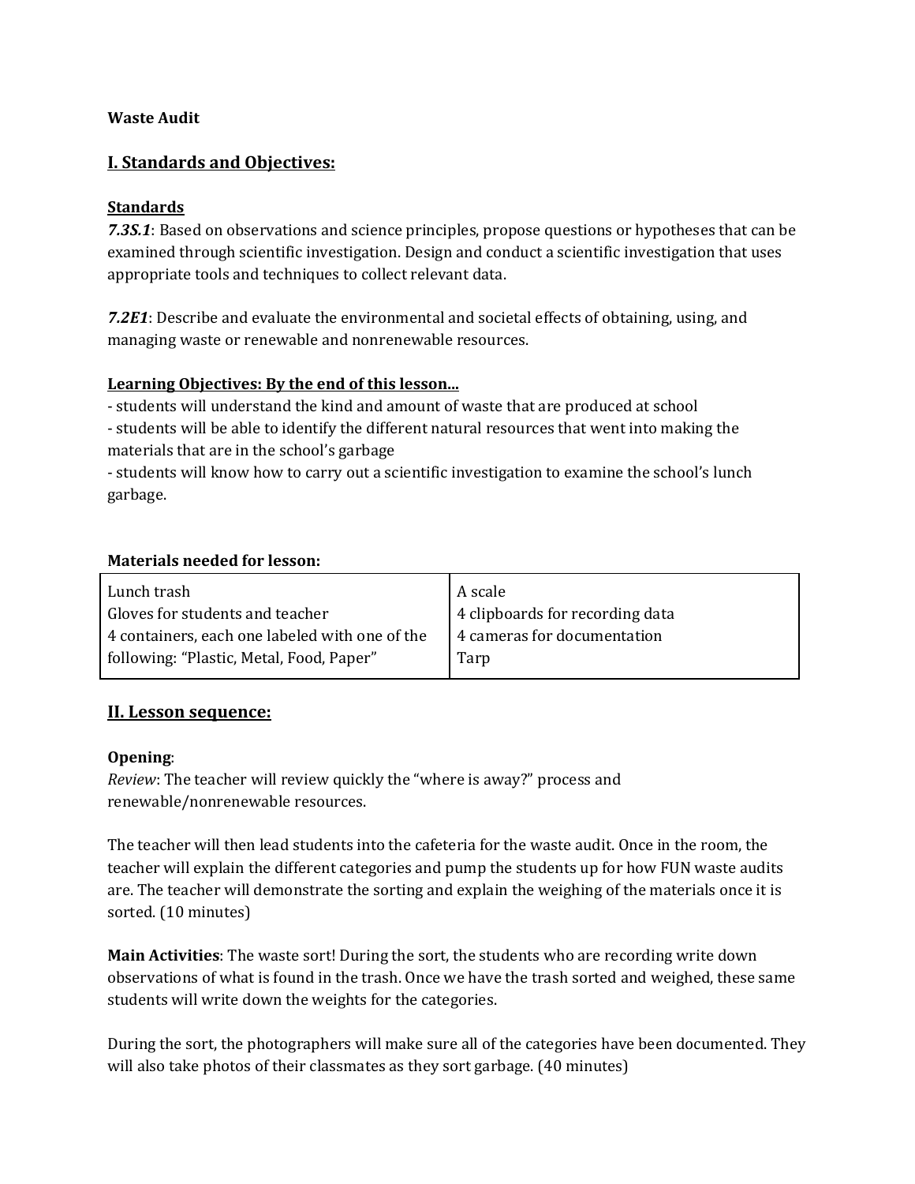**Waste Audit**

## I. Standards and Objectives:

### Standards

***7.3S.1***: Based on observations and science principles, propose questions or hypotheses that can be examined through scientific investigation. Design and conduct a scientific investigation that uses appropriate tools and techniques to collect relevant data.

***7.2E1***: Describe and evaluate the environmental and societal effects of obtaining, using, and managing waste or renewable and nonrenewable resources.

### Learning Objectives: By the end of this lesson...

- students will understand the kind and amount of waste that are produced at school
- students will be able to identify the different natural resources that went into making the materials that are in the school's garbage
- students will know how to carry out a scientific investigation to examine the school's lunch garbage.

**Materials needed for lesson:**

| | |
|---|---|
| Lunch trash<br>Gloves for students and teacher<br>4 containers, each one labeled with one of the following: "Plastic, Metal, Food, Paper" | A scale<br>4 clipboards for recording data<br>4 cameras for documentation<br>Tarp |

## II. Lesson sequence:

**Opening**:
*Review*: The teacher will review quickly the "where is away?" process and renewable/nonrenewable resources.

The teacher will then lead students into the cafeteria for the waste audit. Once in the room, the teacher will explain the different categories and pump the students up for how FUN waste audits are. The teacher will demonstrate the sorting and explain the weighing of the materials once it is sorted. (10 minutes)

**Main Activities**: The waste sort! During the sort, the students who are recording write down observations of what is found in the trash. Once we have the trash sorted and weighed, these same students will write down the weights for the categories.

During the sort, the photographers will make sure all of the categories have been documented. They will also take photos of their classmates as they sort garbage. (40 minutes)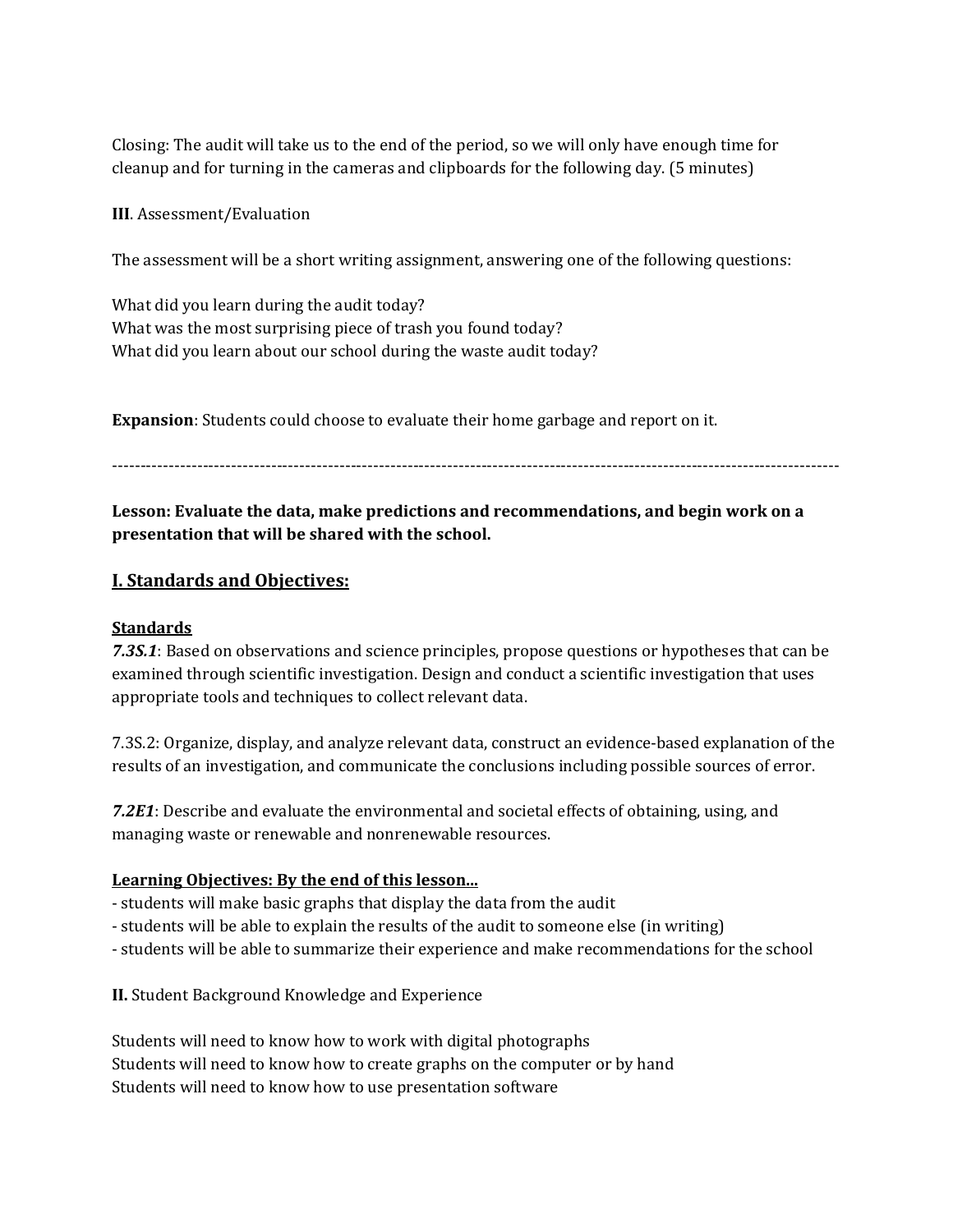Closing: The audit will take us to the end of the period, so we will only have enough time for cleanup and for turning in the cameras and clipboards for the following day. (5 minutes)

**III**. Assessment/Evaluation

The assessment will be a short writing assignment, answering one of the following questions:

What did you learn during the audit today?
What was the most surprising piece of trash you found today?
What did you learn about our school during the waste audit today?

**Expansion**: Students could choose to evaluate their home garbage and report on it.

---

**Lesson: Evaluate the data, make predictions and recommendations, and begin work on a presentation that will be shared with the school.**

## I. Standards and Objectives:

**Standards**

***7.3S.1***: Based on observations and science principles, propose questions or hypotheses that can be examined through scientific investigation. Design and conduct a scientific investigation that uses appropriate tools and techniques to collect relevant data.

7.3S.2: Organize, display, and analyze relevant data, construct an evidence-based explanation of the results of an investigation, and communicate the conclusions including possible sources of error.

***7.2E1***: Describe and evaluate the environmental and societal effects of obtaining, using, and managing waste or renewable and nonrenewable resources.

**Learning Objectives: By the end of this lesson...**

- students will make basic graphs that display the data from the audit
- students will be able to explain the results of the audit to someone else (in writing)
- students will be able to summarize their experience and make recommendations for the school

**II.** Student Background Knowledge and Experience

Students will need to know how to work with digital photographs
Students will need to know how to create graphs on the computer or by hand
Students will need to know how to use presentation software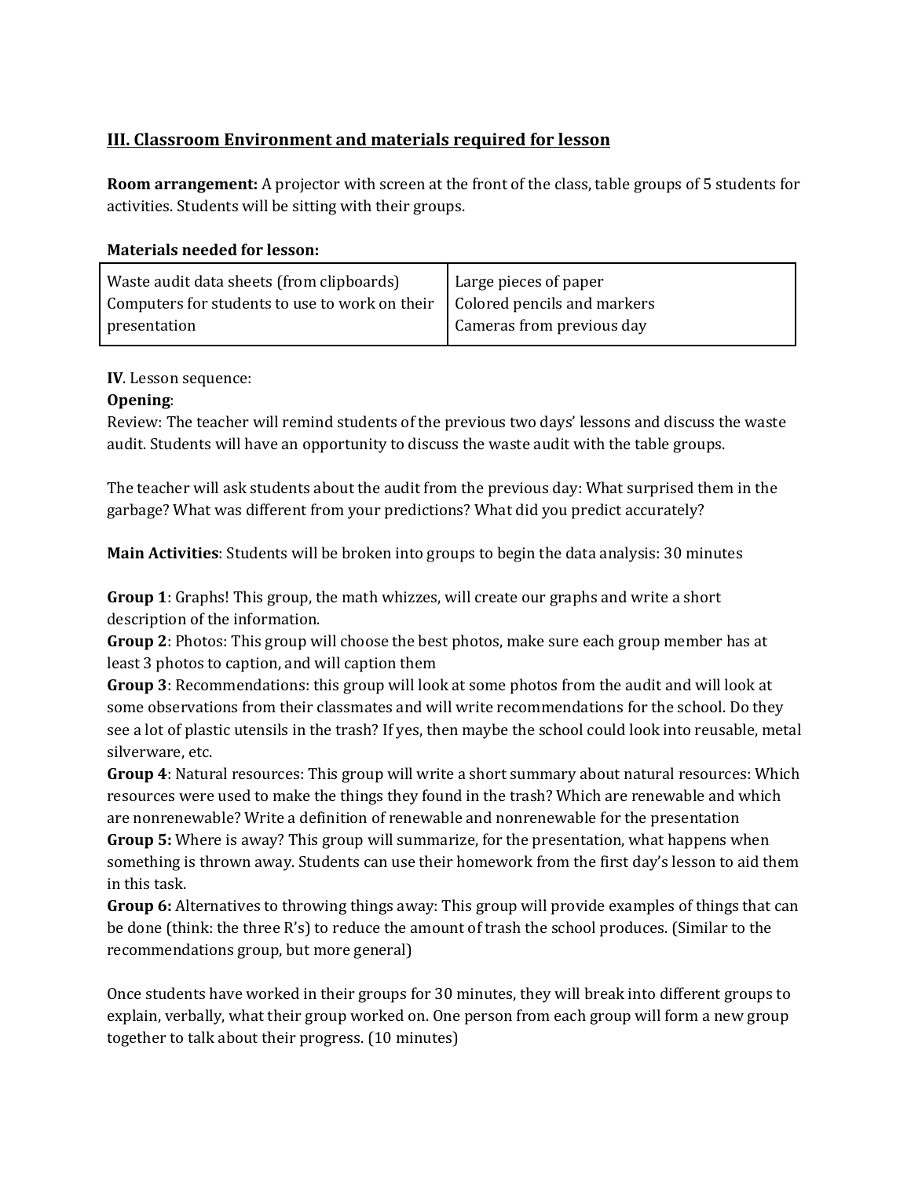## III. Classroom Environment and materials required for lesson

**Room arrangement:** A projector with screen at the front of the class, table groups of 5 students for activities. Students will be sitting with their groups.

**Materials needed for lesson:**

| | |
|---|---|
| Waste audit data sheets (from clipboards)<br>Computers for students to use to work on their presentation | Large pieces of paper<br>Colored pencils and markers<br>Cameras from previous day |

**IV**. Lesson sequence:

**Opening**:

Review: The teacher will remind students of the previous two days' lessons and discuss the waste audit. Students will have an opportunity to discuss the waste audit with the table groups.

The teacher will ask students about the audit from the previous day: What surprised them in the garbage? What was different from your predictions? What did you predict accurately?

**Main Activities**: Students will be broken into groups to begin the data analysis: 30 minutes

**Group 1**: Graphs! This group, the math whizzes, will create our graphs and write a short description of the information.

**Group 2**: Photos: This group will choose the best photos, make sure each group member has at least 3 photos to caption, and will caption them

**Group 3**: Recommendations: this group will look at some photos from the audit and will look at some observations from their classmates and will write recommendations for the school. Do they see a lot of plastic utensils in the trash? If yes, then maybe the school could look into reusable, metal silverware, etc.

**Group 4**: Natural resources: This group will write a short summary about natural resources: Which resources were used to make the things they found in the trash? Which are renewable and which are nonrenewable? Write a definition of renewable and nonrenewable for the presentation

**Group 5:** Where is away? This group will summarize, for the presentation, what happens when something is thrown away. Students can use their homework from the first day's lesson to aid them in this task.

**Group 6:** Alternatives to throwing things away: This group will provide examples of things that can be done (think: the three R's) to reduce the amount of trash the school produces. (Similar to the recommendations group, but more general)

Once students have worked in their groups for 30 minutes, they will break into different groups to explain, verbally, what their group worked on. One person from each group will form a new group together to talk about their progress. (10 minutes)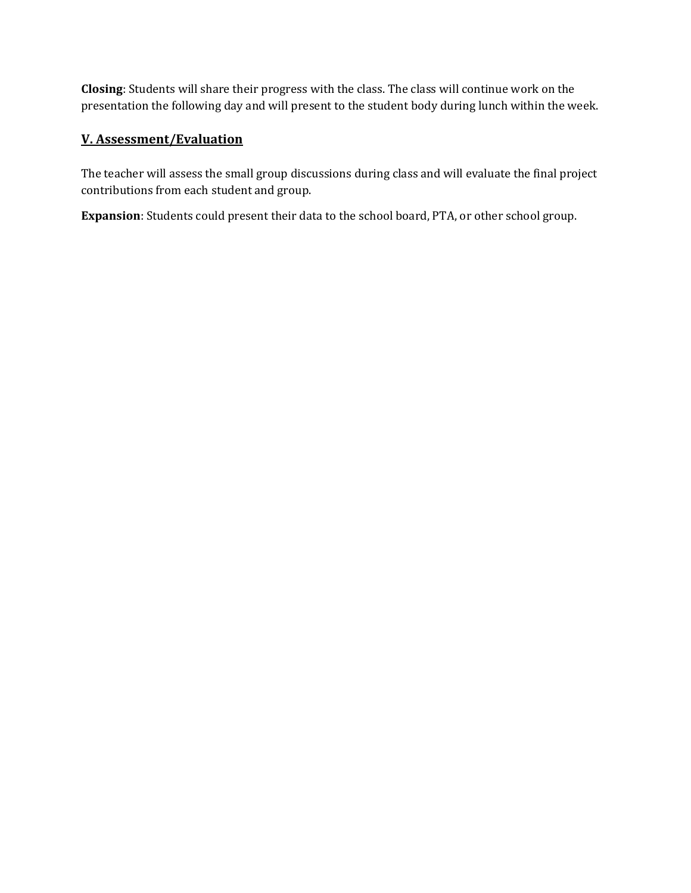**Closing**: Students will share their progress with the class. The class will continue work on the presentation the following day and will present to the student body during lunch within the week.

## V. Assessment/Evaluation

The teacher will assess the small group discussions during class and will evaluate the final project contributions from each student and group.

**Expansion**: Students could present their data to the school board, PTA, or other school group.